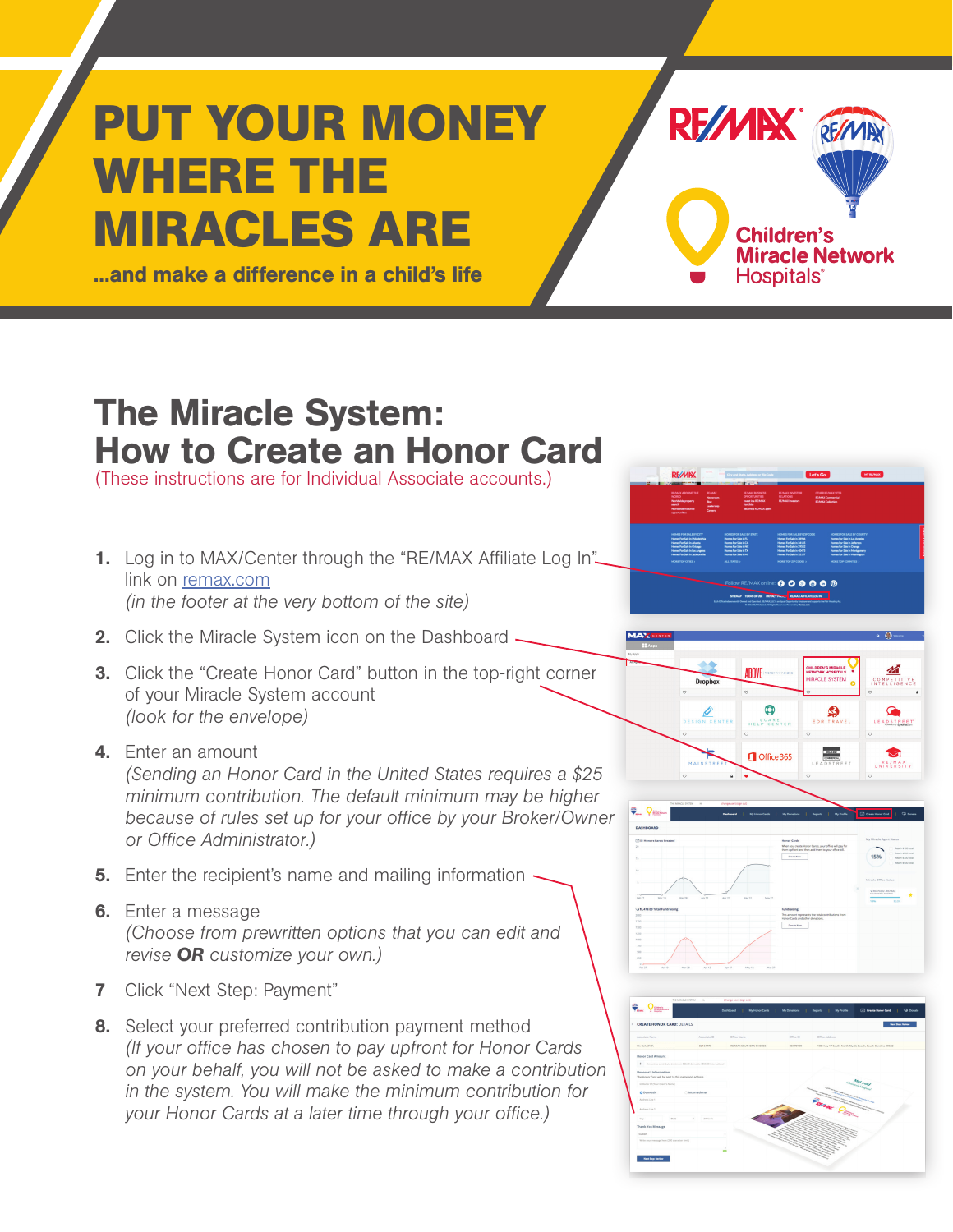# PUT YOUR MONEY WHERE THE MIRACLES ARE

...and make a difference in a child's life

## The Miracle System: How to Create an Honor Card

(These instructions are for Individual Associate accounts.)

1. Log in to MAX/Center through the "RE/MAX Affiliate Log In" link on remax.com
   *(in the footer at the very bottom of the site)*
2. Click the Miracle System icon on the Dashboard
3. Click the "Create Honor Card" button in the top-right corner of your Miracle System account
   *(look for the envelope)*
4. Enter an amount
   *(Sending an Honor Card in the United States requires a $25 minimum contribution. The default minimum may be higher because of rules set up for your office by your Broker/Owner or Office Administrator.)*
5. Enter the recipient's name and mailing information
6. Enter a message
   *(Choose from prewritten options that you can edit and revise **OR** customize your own.)*
7. Click "Next Step: Payment"
8. Select your preferred contribution payment method
   *(If your office has chosen to pay upfront for Honor Cards on your behalf, you will not be asked to make a contribution in the system. You will make the minimum contribution for your Honor Cards at a later time through your office.)*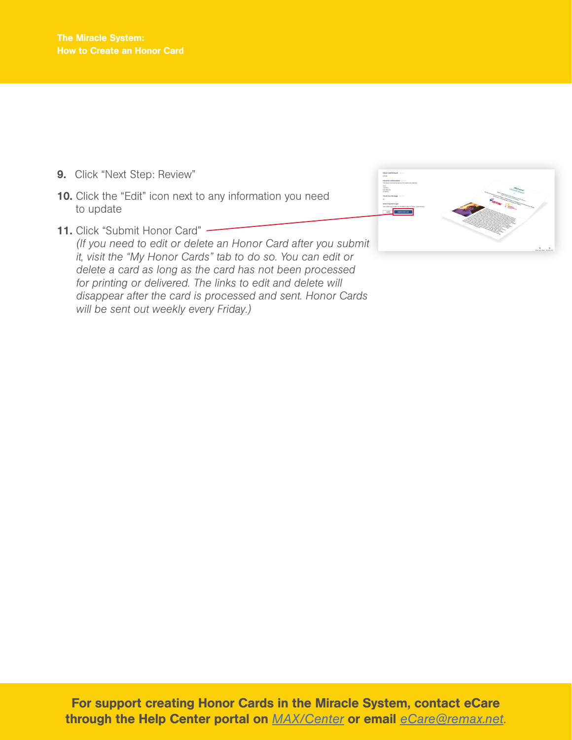9. Click "Next Step: Review"

10. Click the "Edit" icon next to any information you need to update

11. Click "Submit Honor Card"
    *(If you need to edit or delete an Honor Card after you submit it, visit the "My Honor Cards" tab to do so. You can edit or delete a card as long as the card has not been processed for printing or delivered. The links to edit and delete will disappear after the card is processed and sent. Honor Cards will be sent out weekly every Friday.)*

**For support creating Honor Cards in the Miracle System, contact eCare through the Help Center portal on *MAX/Center* or email *eCare@remax.net*.**